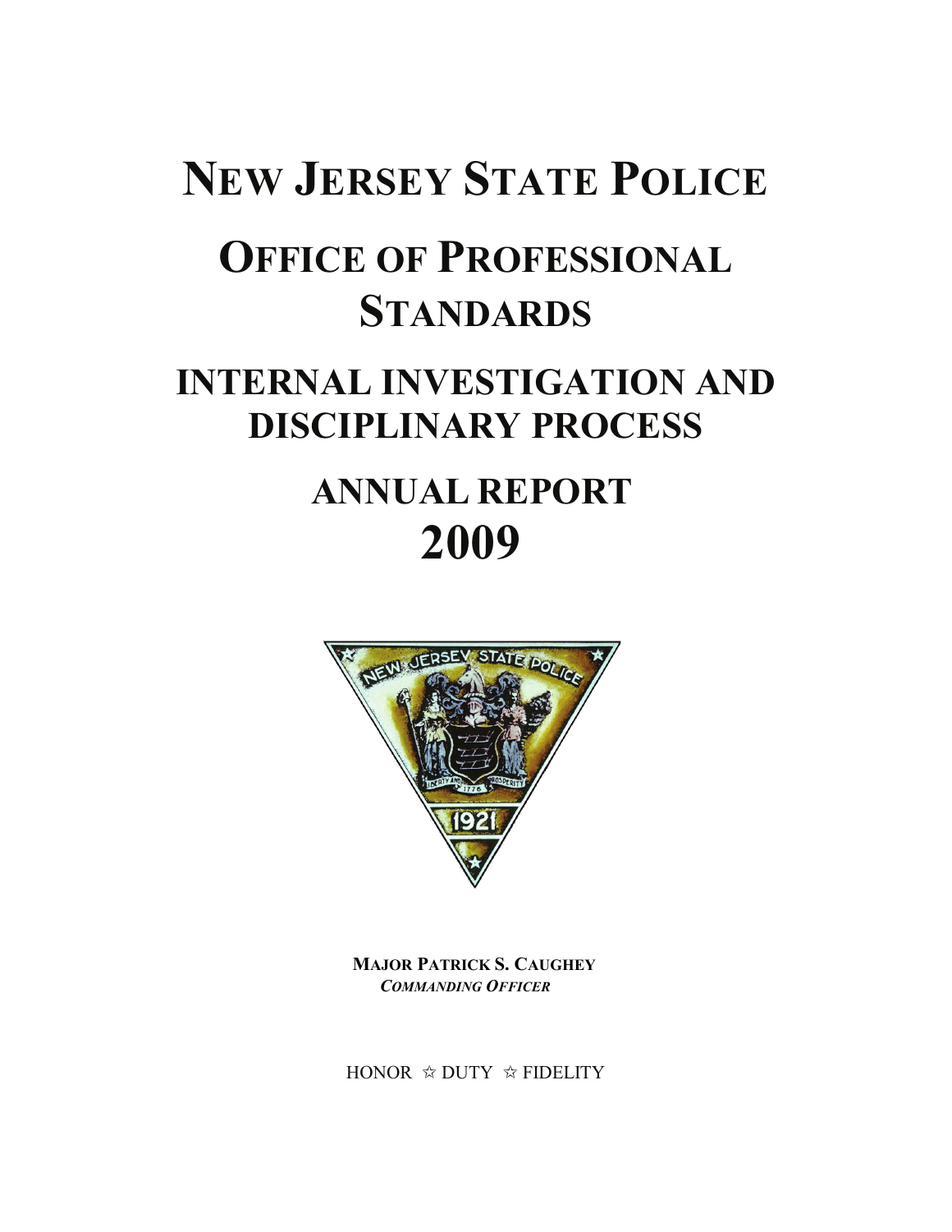# New Jersey State Police

# Office of Professional Standards

## Internal Investigation and Disciplinary Process

## Annual Report 2009

**Major Patrick S. Caughey**
***Commanding Officer***

HONOR ☆ DUTY ☆ FIDELITY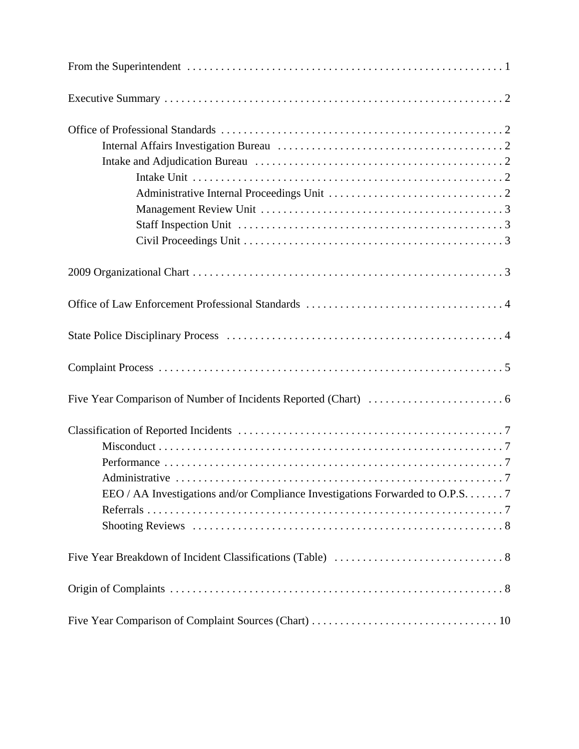From the Superintendent . . . . . . . . . . . . . . . . . . . . . . . . . . . . . . . . . . . . . . . . . . . . . . . . . . . . . . . 1

Executive Summary . . . . . . . . . . . . . . . . . . . . . . . . . . . . . . . . . . . . . . . . . . . . . . . . . . . . . . . . . . . 2

Office of Professional Standards . . . . . . . . . . . . . . . . . . . . . . . . . . . . . . . . . . . . . . . . . . . . . . . . . . 2

- Internal Affairs Investigation Bureau . . . . . . . . . . . . . . . . . . . . . . . . . . . . . . . . . . . . . . . . 2
- Intake and Adjudication Bureau . . . . . . . . . . . . . . . . . . . . . . . . . . . . . . . . . . . . . . . . . . . . 2
  - Intake Unit . . . . . . . . . . . . . . . . . . . . . . . . . . . . . . . . . . . . . . . . . . . . . . . . . . . . . . . 2
  - Administrative Internal Proceedings Unit . . . . . . . . . . . . . . . . . . . . . . . . . . . . . . . 2
  - Management Review Unit . . . . . . . . . . . . . . . . . . . . . . . . . . . . . . . . . . . . . . . . . . . 3
  - Staff Inspection Unit . . . . . . . . . . . . . . . . . . . . . . . . . . . . . . . . . . . . . . . . . . . . . . . 3
  - Civil Proceedings Unit . . . . . . . . . . . . . . . . . . . . . . . . . . . . . . . . . . . . . . . . . . . . . . 3

2009 Organizational Chart . . . . . . . . . . . . . . . . . . . . . . . . . . . . . . . . . . . . . . . . . . . . . . . . . . . . . . 3

Office of Law Enforcement Professional Standards . . . . . . . . . . . . . . . . . . . . . . . . . . . . . . . . . . . 4

State Police Disciplinary Process . . . . . . . . . . . . . . . . . . . . . . . . . . . . . . . . . . . . . . . . . . . . . . . . . 4

Complaint Process . . . . . . . . . . . . . . . . . . . . . . . . . . . . . . . . . . . . . . . . . . . . . . . . . . . . . . . . . . . . . 5

Five Year Comparison of Number of Incidents Reported (Chart) . . . . . . . . . . . . . . . . . . . . . . . . 6

Classification of Reported Incidents . . . . . . . . . . . . . . . . . . . . . . . . . . . . . . . . . . . . . . . . . . . . . . . 7

- Misconduct . . . . . . . . . . . . . . . . . . . . . . . . . . . . . . . . . . . . . . . . . . . . . . . . . . . . . . . . . . . . 7
- Performance . . . . . . . . . . . . . . . . . . . . . . . . . . . . . . . . . . . . . . . . . . . . . . . . . . . . . . . . . . . 7
- Administrative . . . . . . . . . . . . . . . . . . . . . . . . . . . . . . . . . . . . . . . . . . . . . . . . . . . . . . . . . . 7
- EEO / AA Investigations and/or Compliance Investigations Forwarded to O.P.S. . . . . . . 7
- Referrals . . . . . . . . . . . . . . . . . . . . . . . . . . . . . . . . . . . . . . . . . . . . . . . . . . . . . . . . . . . . . . . 7
- Shooting Reviews . . . . . . . . . . . . . . . . . . . . . . . . . . . . . . . . . . . . . . . . . . . . . . . . . . . . . . . 8

Five Year Breakdown of Incident Classifications (Table) . . . . . . . . . . . . . . . . . . . . . . . . . . . . . . 8

Origin of Complaints . . . . . . . . . . . . . . . . . . . . . . . . . . . . . . . . . . . . . . . . . . . . . . . . . . . . . . . . . . . 8

Five Year Comparison of Complaint Sources (Chart) . . . . . . . . . . . . . . . . . . . . . . . . . . . . . . . . . 10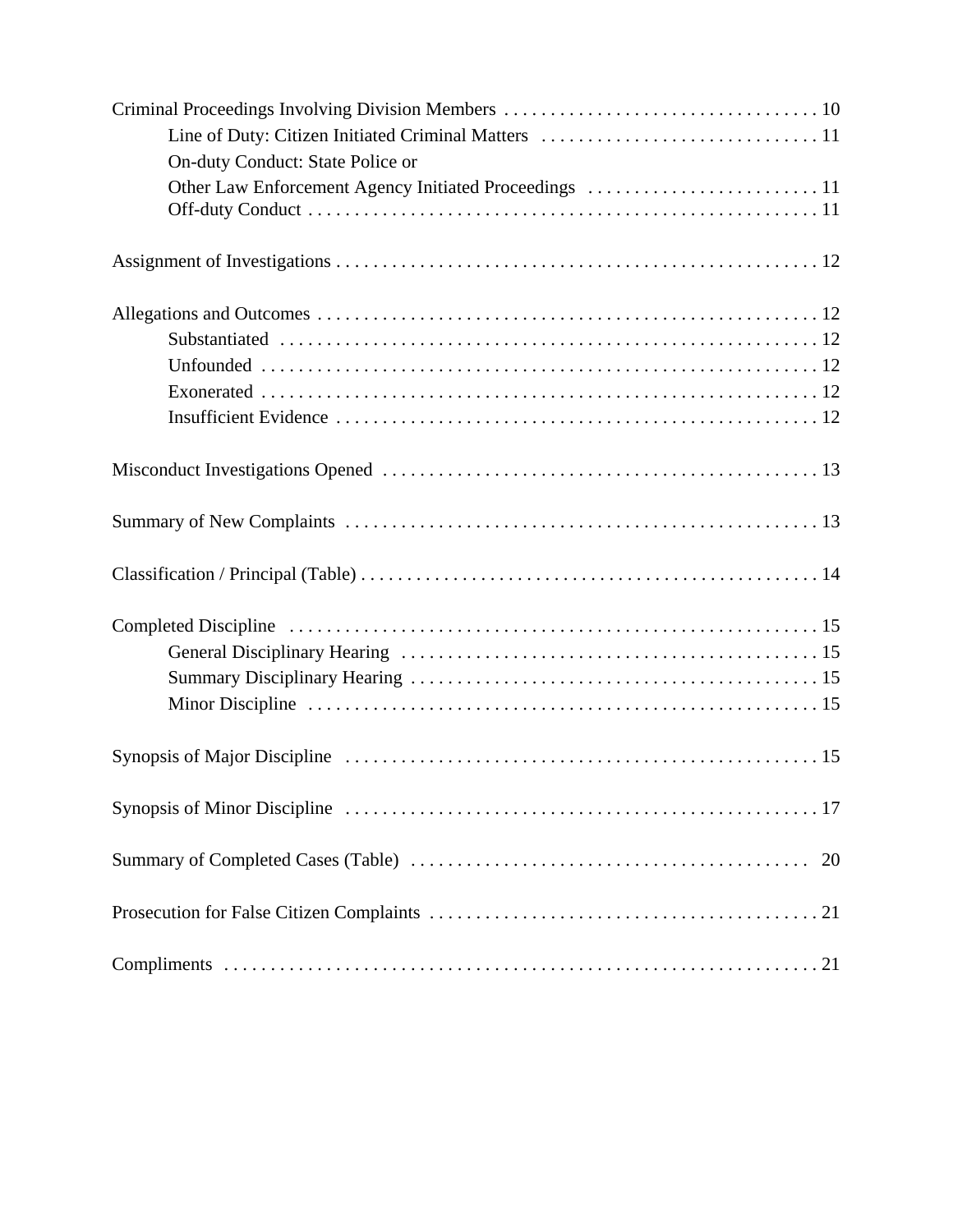Criminal Proceedings Involving Division Members . . . . . . . . . . . . . . . . . . . . . . . . . . . . . . . . . . 10
- Line of Duty: Citizen Initiated Criminal Matters . . . . . . . . . . . . . . . . . . . . . . . . . . . . . . 11
- On-duty Conduct: State Police or Other Law Enforcement Agency Initiated Proceedings . . . . . . . . . . . . . . . . . . . . . . . . . 11
- Off-duty Conduct . . . . . . . . . . . . . . . . . . . . . . . . . . . . . . . . . . . . . . . . . . . . . . . . . . . . 11

Assignment of Investigations . . . . . . . . . . . . . . . . . . . . . . . . . . . . . . . . . . . . . . . . . . . . . . . . . . . . 12

Allegations and Outcomes . . . . . . . . . . . . . . . . . . . . . . . . . . . . . . . . . . . . . . . . . . . . . . . . . . . . . . 12
- Substantiated . . . . . . . . . . . . . . . . . . . . . . . . . . . . . . . . . . . . . . . . . . . . . . . . . . . . . . . . . . . 12
- Unfounded . . . . . . . . . . . . . . . . . . . . . . . . . . . . . . . . . . . . . . . . . . . . . . . . . . . . . . . . . . . . 12
- Exonerated . . . . . . . . . . . . . . . . . . . . . . . . . . . . . . . . . . . . . . . . . . . . . . . . . . . . . . . . . . . . 12
- Insufficient Evidence . . . . . . . . . . . . . . . . . . . . . . . . . . . . . . . . . . . . . . . . . . . . . . . . . . . . . 12

Misconduct Investigations Opened . . . . . . . . . . . . . . . . . . . . . . . . . . . . . . . . . . . . . . . . . . . . . . . . 13

Summary of New Complaints . . . . . . . . . . . . . . . . . . . . . . . . . . . . . . . . . . . . . . . . . . . . . . . . . . . . 13

Classification / Principal (Table) . . . . . . . . . . . . . . . . . . . . . . . . . . . . . . . . . . . . . . . . . . . . . . . . . . . 14

Completed Discipline . . . . . . . . . . . . . . . . . . . . . . . . . . . . . . . . . . . . . . . . . . . . . . . . . . . . . . . . . . 15
- General Disciplinary Hearing . . . . . . . . . . . . . . . . . . . . . . . . . . . . . . . . . . . . . . . . . . . . . 15
- Summary Disciplinary Hearing . . . . . . . . . . . . . . . . . . . . . . . . . . . . . . . . . . . . . . . . . . . . 15
- Minor Discipline . . . . . . . . . . . . . . . . . . . . . . . . . . . . . . . . . . . . . . . . . . . . . . . . . . . . . . . 15

Synopsis of Major Discipline . . . . . . . . . . . . . . . . . . . . . . . . . . . . . . . . . . . . . . . . . . . . . . . . . . . . 15

Synopsis of Minor Discipline . . . . . . . . . . . . . . . . . . . . . . . . . . . . . . . . . . . . . . . . . . . . . . . . . . . . 17

Summary of Completed Cases (Table) . . . . . . . . . . . . . . . . . . . . . . . . . . . . . . . . . . . . . . . . . . . . 20

Prosecution for False Citizen Complaints . . . . . . . . . . . . . . . . . . . . . . . . . . . . . . . . . . . . . . . . . . 21

Compliments . . . . . . . . . . . . . . . . . . . . . . . . . . . . . . . . . . . . . . . . . . . . . . . . . . . . . . . . . . . . . . . . 21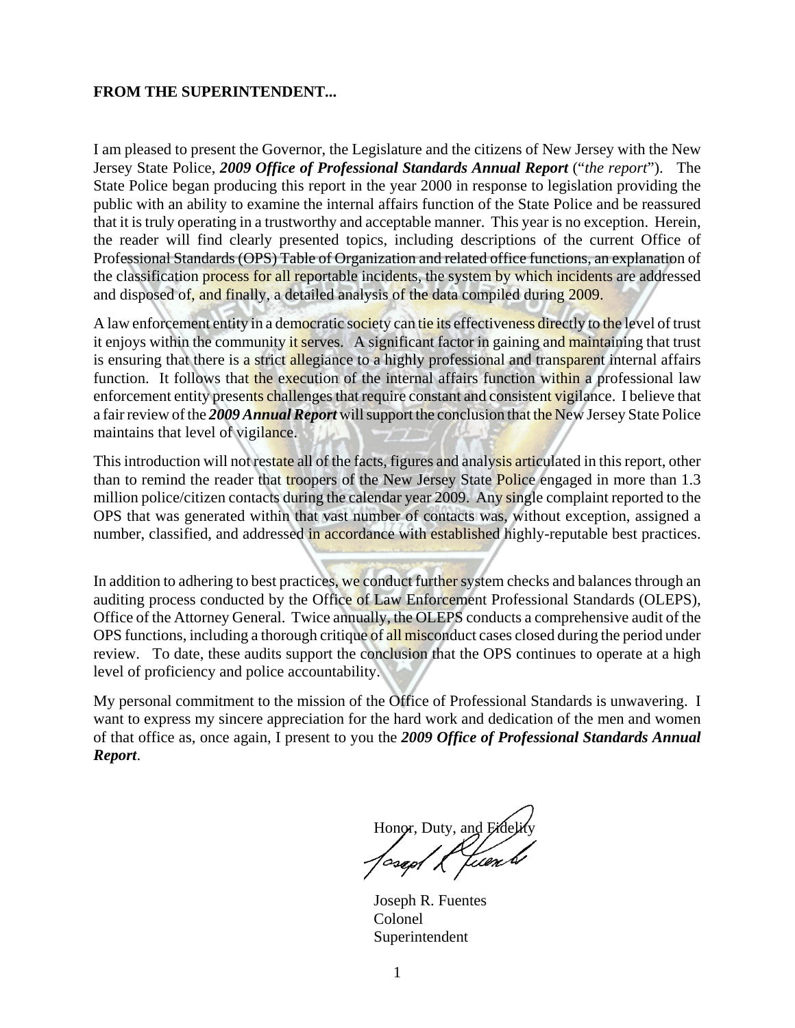**FROM THE SUPERINTENDENT...**

I am pleased to present the Governor, the Legislature and the citizens of New Jersey with the New Jersey State Police, ***2009 Office of Professional Standards Annual Report*** ("*the report*"). The State Police began producing this report in the year 2000 in response to legislation providing the public with an ability to examine the internal affairs function of the State Police and be reassured that it is truly operating in a trustworthy and acceptable manner. This year is no exception. Herein, the reader will find clearly presented topics, including descriptions of the current Office of Professional Standards (OPS) Table of Organization and related office functions, an explanation of the classification process for all reportable incidents, the system by which incidents are addressed and disposed of, and finally, a detailed analysis of the data compiled during 2009.

A law enforcement entity in a democratic society can tie its effectiveness directly to the level of trust it enjoys within the community it serves. A significant factor in gaining and maintaining that trust is ensuring that there is a strict allegiance to a highly professional and transparent internal affairs function. It follows that the execution of the internal affairs function within a professional law enforcement entity presents challenges that require constant and consistent vigilance. I believe that a fair review of the ***2009 Annual Report*** will support the conclusion that the New Jersey State Police maintains that level of vigilance.

This introduction will not restate all of the facts, figures and analysis articulated in this report, other than to remind the reader that troopers of the New Jersey State Police engaged in more than 1.3 million police/citizen contacts during the calendar year 2009. Any single complaint reported to the OPS that was generated within that vast number of contacts was, without exception, assigned a number, classified, and addressed in accordance with established highly-reputable best practices.

In addition to adhering to best practices, we conduct further system checks and balances through an auditing process conducted by the Office of Law Enforcement Professional Standards (OLEPS), Office of the Attorney General. Twice annually, the OLEPS conducts a comprehensive audit of the OPS functions, including a thorough critique of all misconduct cases closed during the period under review. To date, these audits support the conclusion that the OPS continues to operate at a high level of proficiency and police accountability.

My personal commitment to the mission of the Office of Professional Standards is unwavering. I want to express my sincere appreciation for the hard work and dedication of the men and women of that office as, once again, I present to you the ***2009 Office of Professional Standards Annual Report***.

Honor, Duty, and Fidelity

Joseph R. Fuentes
Colonel
Superintendent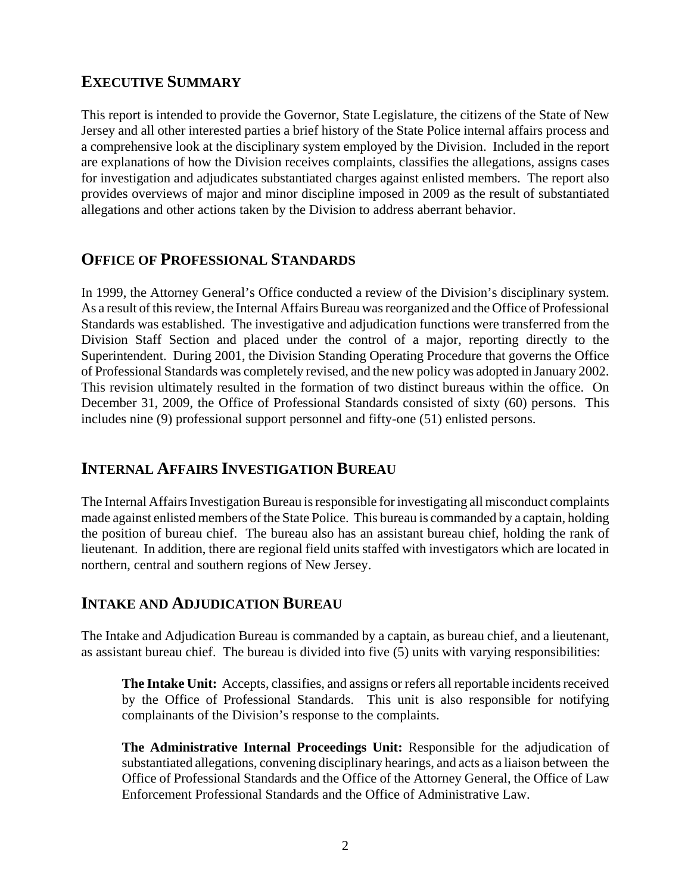## EXECUTIVE SUMMARY

This report is intended to provide the Governor, State Legislature, the citizens of the State of New Jersey and all other interested parties a brief history of the State Police internal affairs process and a comprehensive look at the disciplinary system employed by the Division. Included in the report are explanations of how the Division receives complaints, classifies the allegations, assigns cases for investigation and adjudicates substantiated charges against enlisted members. The report also provides overviews of major and minor discipline imposed in 2009 as the result of substantiated allegations and other actions taken by the Division to address aberrant behavior.

## OFFICE OF PROFESSIONAL STANDARDS

In 1999, the Attorney General's Office conducted a review of the Division's disciplinary system. As a result of this review, the Internal Affairs Bureau was reorganized and the Office of Professional Standards was established. The investigative and adjudication functions were transferred from the Division Staff Section and placed under the control of a major, reporting directly to the Superintendent. During 2001, the Division Standing Operating Procedure that governs the Office of Professional Standards was completely revised, and the new policy was adopted in January 2002. This revision ultimately resulted in the formation of two distinct bureaus within the office. On December 31, 2009, the Office of Professional Standards consisted of sixty (60) persons. This includes nine (9) professional support personnel and fifty-one (51) enlisted persons.

## INTERNAL AFFAIRS INVESTIGATION BUREAU

The Internal Affairs Investigation Bureau is responsible for investigating all misconduct complaints made against enlisted members of the State Police. This bureau is commanded by a captain, holding the position of bureau chief. The bureau also has an assistant bureau chief, holding the rank of lieutenant. In addition, there are regional field units staffed with investigators which are located in northern, central and southern regions of New Jersey.

## INTAKE AND ADJUDICATION BUREAU

The Intake and Adjudication Bureau is commanded by a captain, as bureau chief, and a lieutenant, as assistant bureau chief. The bureau is divided into five (5) units with varying responsibilities:

**The Intake Unit:** Accepts, classifies, and assigns or refers all reportable incidents received by the Office of Professional Standards. This unit is also responsible for notifying complainants of the Division's response to the complaints.

**The Administrative Internal Proceedings Unit:** Responsible for the adjudication of substantiated allegations, convening disciplinary hearings, and acts as a liaison between the Office of Professional Standards and the Office of the Attorney General, the Office of Law Enforcement Professional Standards and the Office of Administrative Law.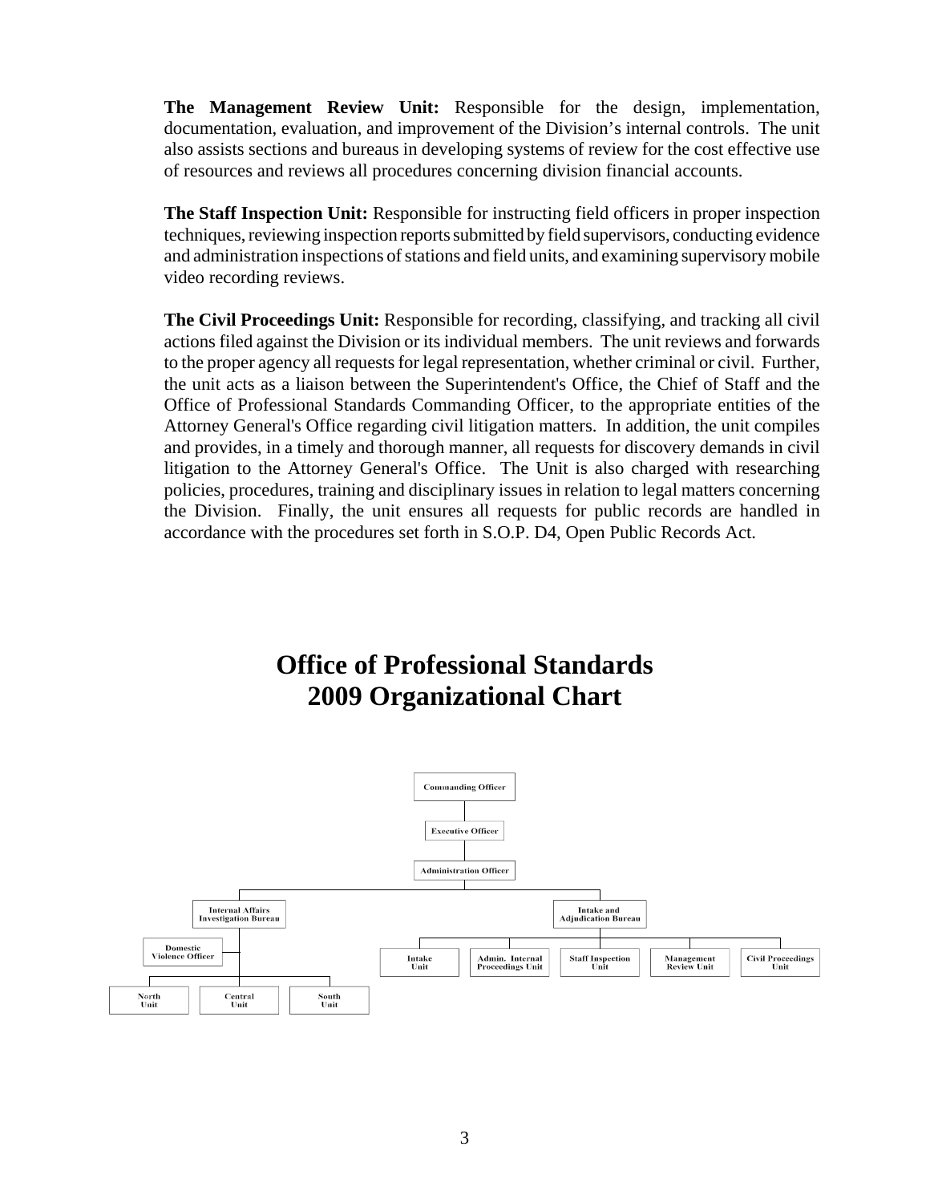**The Management Review Unit:** Responsible for the design, implementation, documentation, evaluation, and improvement of the Division's internal controls. The unit also assists sections and bureaus in developing systems of review for the cost effective use of resources and reviews all procedures concerning division financial accounts.

**The Staff Inspection Unit:** Responsible for instructing field officers in proper inspection techniques, reviewing inspection reports submitted by field supervisors, conducting evidence and administration inspections of stations and field units, and examining supervisory mobile video recording reviews.

**The Civil Proceedings Unit:** Responsible for recording, classifying, and tracking all civil actions filed against the Division or its individual members. The unit reviews and forwards to the proper agency all requests for legal representation, whether criminal or civil. Further, the unit acts as a liaison between the Superintendent's Office, the Chief of Staff and the Office of Professional Standards Commanding Officer, to the appropriate entities of the Attorney General's Office regarding civil litigation matters. In addition, the unit compiles and provides, in a timely and thorough manner, all requests for discovery demands in civil litigation to the Attorney General's Office. The Unit is also charged with researching policies, procedures, training and disciplinary issues in relation to legal matters concerning the Division. Finally, the unit ensures all requests for public records are handled in accordance with the procedures set forth in S.O.P. D4, Open Public Records Act.

# Office of Professional Standards 2009 Organizational Chart

- Commanding Officer
  - Executive Officer
    - Administration Officer
      - Internal Affairs Investigation Bureau
        - Domestic Violence Officer
        - North Unit
        - Central Unit
        - South Unit
      - Intake and Adjudication Bureau
        - Intake Unit
        - Admin. Internal Proceedings Unit
        - Staff Inspection Unit
        - Management Review Unit
        - Civil Proceedings Unit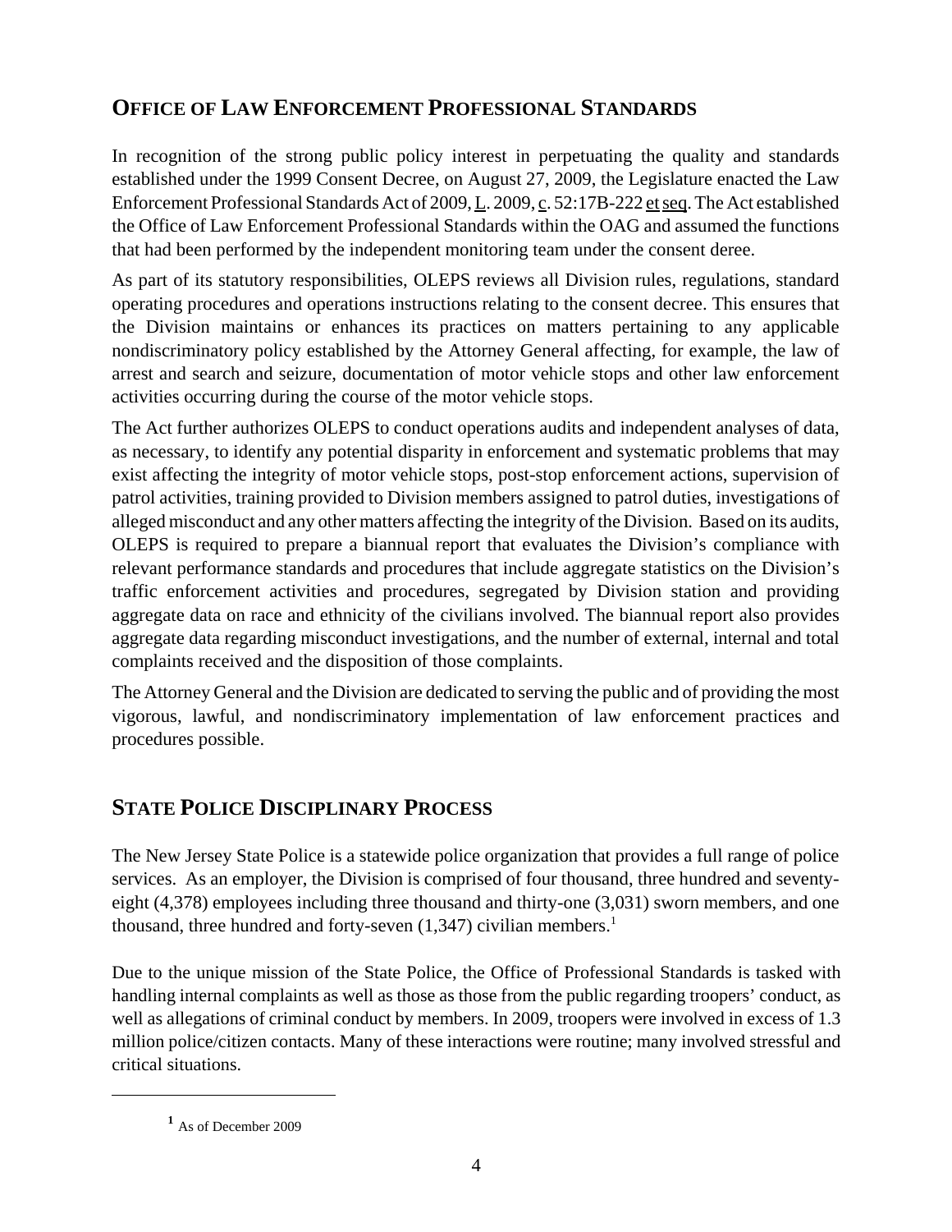## OFFICE OF LAW ENFORCEMENT PROFESSIONAL STANDARDS

In recognition of the strong public policy interest in perpetuating the quality and standards established under the 1999 Consent Decree, on August 27, 2009, the Legislature enacted the Law Enforcement Professional Standards Act of 2009, L. 2009, c. 52:17B-222 et seq. The Act established the Office of Law Enforcement Professional Standards within the OAG and assumed the functions that had been performed by the independent monitoring team under the consent deree.

As part of its statutory responsibilities, OLEPS reviews all Division rules, regulations, standard operating procedures and operations instructions relating to the consent decree. This ensures that the Division maintains or enhances its practices on matters pertaining to any applicable nondiscriminatory policy established by the Attorney General affecting, for example, the law of arrest and search and seizure, documentation of motor vehicle stops and other law enforcement activities occurring during the course of the motor vehicle stops.

The Act further authorizes OLEPS to conduct operations audits and independent analyses of data, as necessary, to identify any potential disparity in enforcement and systematic problems that may exist affecting the integrity of motor vehicle stops, post-stop enforcement actions, supervision of patrol activities, training provided to Division members assigned to patrol duties, investigations of alleged misconduct and any other matters affecting the integrity of the Division. Based on its audits, OLEPS is required to prepare a biannual report that evaluates the Division's compliance with relevant performance standards and procedures that include aggregate statistics on the Division's traffic enforcement activities and procedures, segregated by Division station and providing aggregate data on race and ethnicity of the civilians involved. The biannual report also provides aggregate data regarding misconduct investigations, and the number of external, internal and total complaints received and the disposition of those complaints.

The Attorney General and the Division are dedicated to serving the public and of providing the most vigorous, lawful, and nondiscriminatory implementation of law enforcement practices and procedures possible.

## STATE POLICE DISCIPLINARY PROCESS

The New Jersey State Police is a statewide police organization that provides a full range of police services. As an employer, the Division is comprised of four thousand, three hundred and seventy-eight (4,378) employees including three thousand and thirty-one (3,031) sworn members, and one thousand, three hundred and forty-seven (1,347) civilian members.[1]

Due to the unique mission of the State Police, the Office of Professional Standards is tasked with handling internal complaints as well as those as those from the public regarding troopers' conduct, as well as allegations of criminal conduct by members. In 2009, troopers were involved in excess of 1.3 million police/citizen contacts. Many of these interactions were routine; many involved stressful and critical situations.

[1] As of December 2009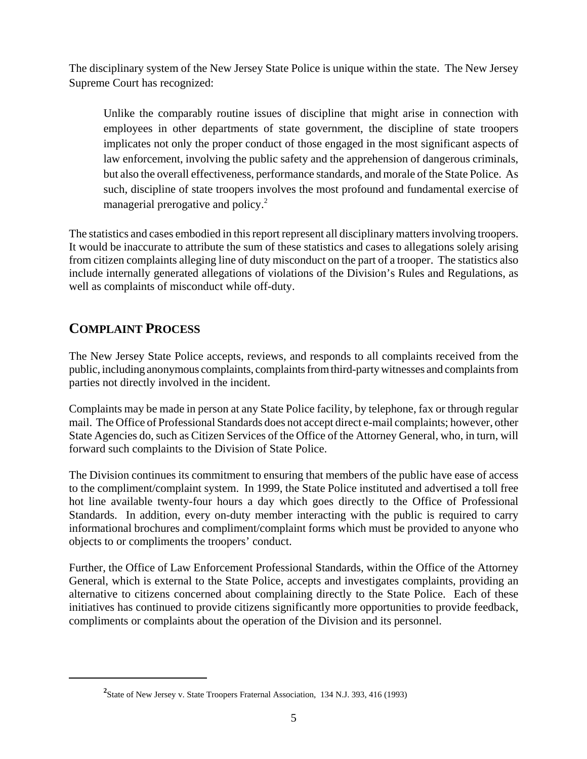The disciplinary system of the New Jersey State Police is unique within the state. The New Jersey Supreme Court has recognized:

> Unlike the comparably routine issues of discipline that might arise in connection with employees in other departments of state government, the discipline of state troopers implicates not only the proper conduct of those engaged in the most significant aspects of law enforcement, involving the public safety and the apprehension of dangerous criminals, but also the overall effectiveness, performance standards, and morale of the State Police. As such, discipline of state troopers involves the most profound and fundamental exercise of managerial prerogative and policy.[2]

The statistics and cases embodied in this report represent all disciplinary matters involving troopers. It would be inaccurate to attribute the sum of these statistics and cases to allegations solely arising from citizen complaints alleging line of duty misconduct on the part of a trooper. The statistics also include internally generated allegations of violations of the Division's Rules and Regulations, as well as complaints of misconduct while off-duty.

## COMPLAINT PROCESS

The New Jersey State Police accepts, reviews, and responds to all complaints received from the public, including anonymous complaints, complaints from third-party witnesses and complaints from parties not directly involved in the incident.

Complaints may be made in person at any State Police facility, by telephone, fax or through regular mail. The Office of Professional Standards does not accept direct e-mail complaints; however, other State Agencies do, such as Citizen Services of the Office of the Attorney General, who, in turn, will forward such complaints to the Division of State Police.

The Division continues its commitment to ensuring that members of the public have ease of access to the compliment/complaint system. In 1999, the State Police instituted and advertised a toll free hot line available twenty-four hours a day which goes directly to the Office of Professional Standards. In addition, every on-duty member interacting with the public is required to carry informational brochures and compliment/complaint forms which must be provided to anyone who objects to or compliments the troopers' conduct.

Further, the Office of Law Enforcement Professional Standards, within the Office of the Attorney General, which is external to the State Police, accepts and investigates complaints, providing an alternative to citizens concerned about complaining directly to the State Police. Each of these initiatives has continued to provide citizens significantly more opportunities to provide feedback, compliments or complaints about the operation of the Division and its personnel.

---

[2] State of New Jersey v. State Troopers Fraternal Association, 134 N.J. 393, 416 (1993)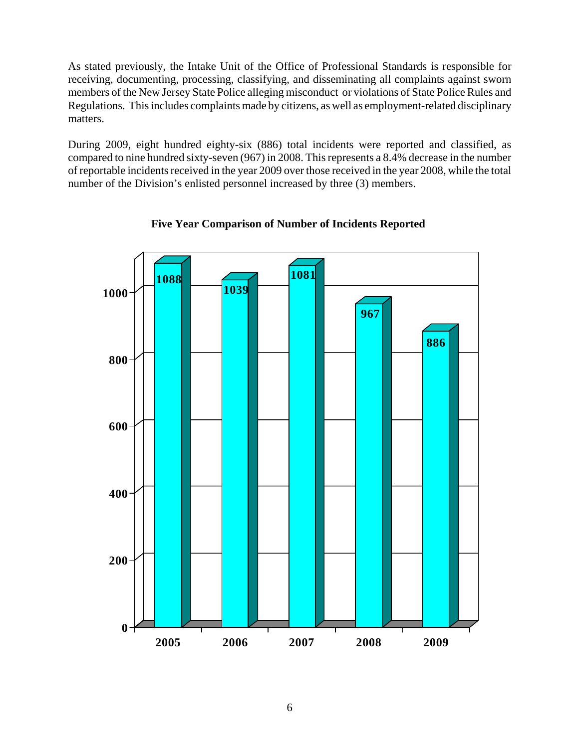As stated previously, the Intake Unit of the Office of Professional Standards is responsible for receiving, documenting, processing, classifying, and disseminating all complaints against sworn members of the New Jersey State Police alleging misconduct or violations of State Police Rules and Regulations. This includes complaints made by citizens, as well as employment-related disciplinary matters.

During 2009, eight hundred eighty-six (886) total incidents were reported and classified, as compared to nine hundred sixty-seven (967) in 2008. This represents a 8.4% decrease in the number of reportable incidents received in the year 2009 over those received in the year 2008, while the total number of the Division's enlisted personnel increased by three (3) members.

**Five Year Comparison of Number of Incidents Reported**

| Year | Incidents Reported |
|---|---|
| 2005 | 1088 |
| 2006 | 1039 |
| 2007 | 1081 |
| 2008 | 967 |
| 2009 | 886 |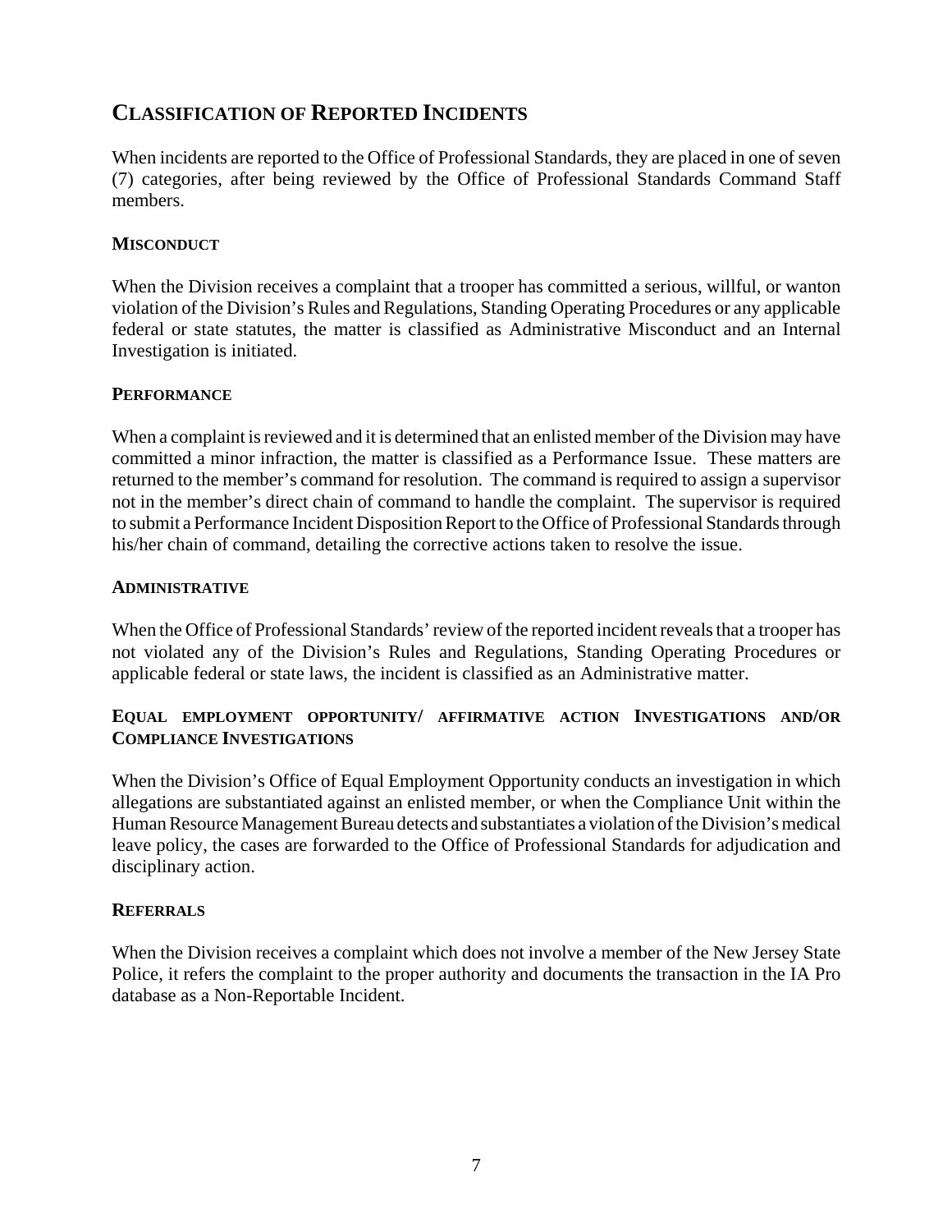## Classification of Reported Incidents

When incidents are reported to the Office of Professional Standards, they are placed in one of seven (7) categories, after being reviewed by the Office of Professional Standards Command Staff members.

### Misconduct

When the Division receives a complaint that a trooper has committed a serious, willful, or wanton violation of the Division's Rules and Regulations, Standing Operating Procedures or any applicable federal or state statutes, the matter is classified as Administrative Misconduct and an Internal Investigation is initiated.

### Performance

When a complaint is reviewed and it is determined that an enlisted member of the Division may have committed a minor infraction, the matter is classified as a Performance Issue. These matters are returned to the member's command for resolution. The command is required to assign a supervisor not in the member's direct chain of command to handle the complaint. The supervisor is required to submit a Performance Incident Disposition Report to the Office of Professional Standards through his/her chain of command, detailing the corrective actions taken to resolve the issue.

### Administrative

When the Office of Professional Standards' review of the reported incident reveals that a trooper has not violated any of the Division's Rules and Regulations, Standing Operating Procedures or applicable federal or state laws, the incident is classified as an Administrative matter.

### Equal employment opportunity/ affirmative action Investigations and/or Compliance Investigations

When the Division's Office of Equal Employment Opportunity conducts an investigation in which allegations are substantiated against an enlisted member, or when the Compliance Unit within the Human Resource Management Bureau detects and substantiates a violation of the Division's medical leave policy, the cases are forwarded to the Office of Professional Standards for adjudication and disciplinary action.

### Referrals

When the Division receives a complaint which does not involve a member of the New Jersey State Police, it refers the complaint to the proper authority and documents the transaction in the IA Pro database as a Non-Reportable Incident.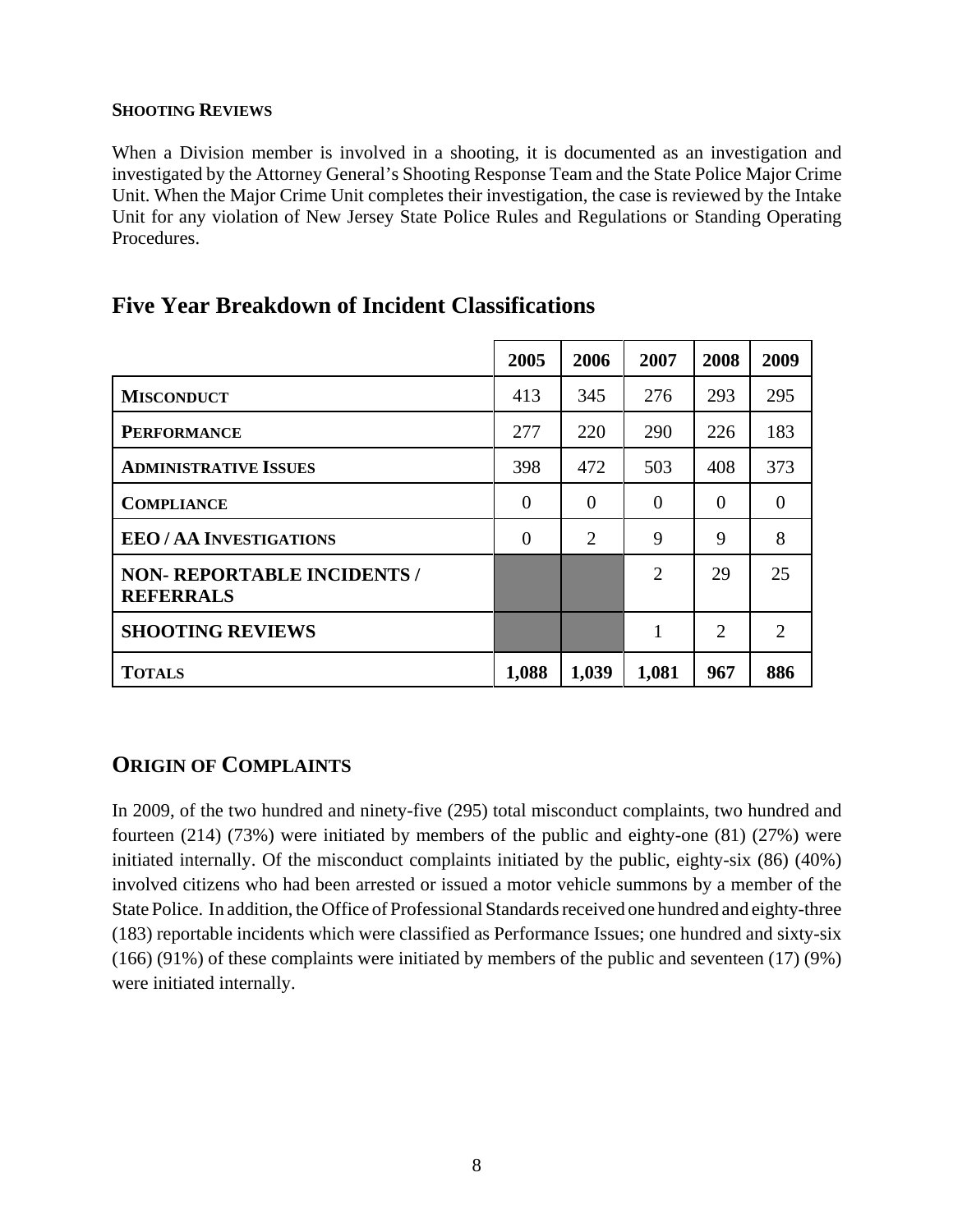### SHOOTING REVIEWS

When a Division member is involved in a shooting, it is documented as an investigation and investigated by the Attorney General's Shooting Response Team and the State Police Major Crime Unit. When the Major Crime Unit completes their investigation, the case is reviewed by the Intake Unit for any violation of New Jersey State Police Rules and Regulations or Standing Operating Procedures.

## Five Year Breakdown of Incident Classifications

| | 2005 | 2006 | 2007 | 2008 | 2009 |
|---|---|---|---|---|---|
| **MISCONDUCT** | 413 | 345 | 276 | 293 | 295 |
| **PERFORMANCE** | 277 | 220 | 290 | 226 | 183 |
| **ADMINISTRATIVE ISSUES** | 398 | 472 | 503 | 408 | 373 |
| **COMPLIANCE** | 0 | 0 | 0 | 0 | 0 |
| **EEO / AA INVESTIGATIONS** | 0 | 2 | 9 | 9 | 8 |
| **NON- REPORTABLE INCIDENTS / REFERRALS** | | | 2 | 29 | 25 |
| **SHOOTING REVIEWS** | | | 1 | 2 | 2 |
| **TOTALS** | **1,088** | **1,039** | **1,081** | **967** | **886** |

## ORIGIN OF COMPLAINTS

In 2009, of the two hundred and ninety-five (295) total misconduct complaints, two hundred and fourteen (214) (73%) were initiated by members of the public and eighty-one (81) (27%) were initiated internally. Of the misconduct complaints initiated by the public, eighty-six (86) (40%) involved citizens who had been arrested or issued a motor vehicle summons by a member of the State Police. In addition, the Office of Professional Standards received one hundred and eighty-three (183) reportable incidents which were classified as Performance Issues; one hundred and sixty-six (166) (91%) of these complaints were initiated by members of the public and seventeen (17) (9%) were initiated internally.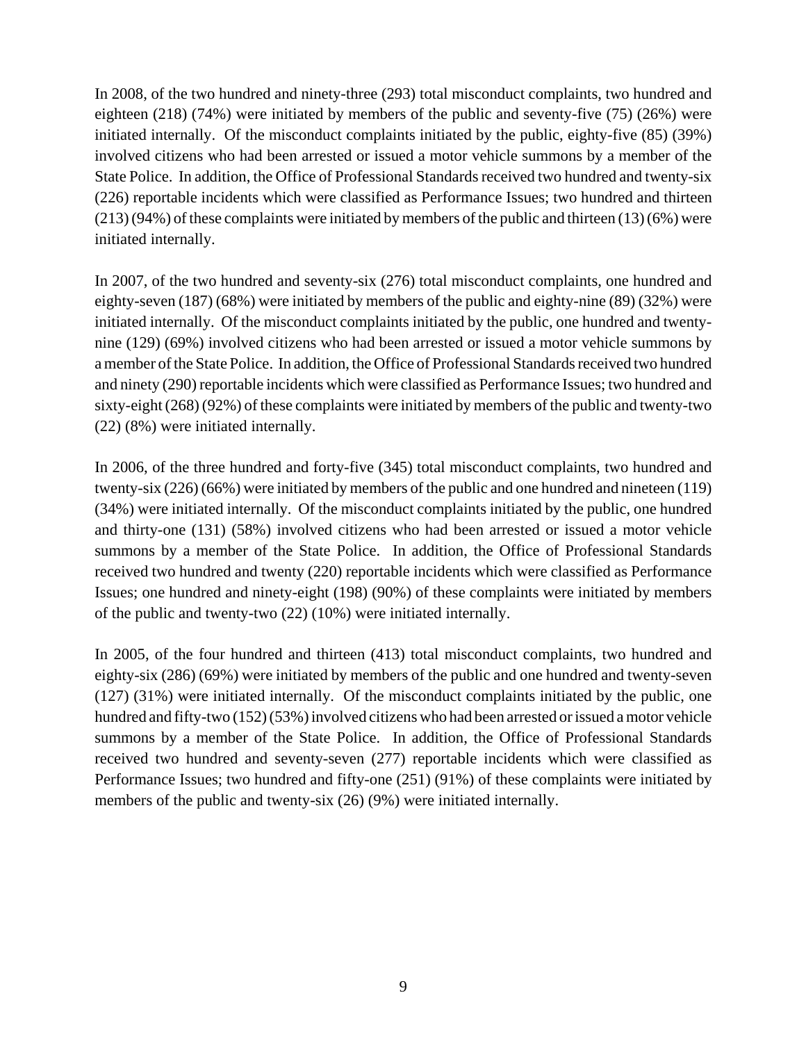In 2008, of the two hundred and ninety-three (293) total misconduct complaints, two hundred and eighteen (218) (74%) were initiated by members of the public and seventy-five (75) (26%) were initiated internally. Of the misconduct complaints initiated by the public, eighty-five (85) (39%) involved citizens who had been arrested or issued a motor vehicle summons by a member of the State Police. In addition, the Office of Professional Standards received two hundred and twenty-six (226) reportable incidents which were classified as Performance Issues; two hundred and thirteen (213) (94%) of these complaints were initiated by members of the public and thirteen (13) (6%) were initiated internally.

In 2007, of the two hundred and seventy-six (276) total misconduct complaints, one hundred and eighty-seven (187) (68%) were initiated by members of the public and eighty-nine (89) (32%) were initiated internally. Of the misconduct complaints initiated by the public, one hundred and twenty-nine (129) (69%) involved citizens who had been arrested or issued a motor vehicle summons by a member of the State Police. In addition, the Office of Professional Standards received two hundred and ninety (290) reportable incidents which were classified as Performance Issues; two hundred and sixty-eight (268) (92%) of these complaints were initiated by members of the public and twenty-two (22) (8%) were initiated internally.

In 2006, of the three hundred and forty-five (345) total misconduct complaints, two hundred and twenty-six (226) (66%) were initiated by members of the public and one hundred and nineteen (119) (34%) were initiated internally. Of the misconduct complaints initiated by the public, one hundred and thirty-one (131) (58%) involved citizens who had been arrested or issued a motor vehicle summons by a member of the State Police. In addition, the Office of Professional Standards received two hundred and twenty (220) reportable incidents which were classified as Performance Issues; one hundred and ninety-eight (198) (90%) of these complaints were initiated by members of the public and twenty-two (22) (10%) were initiated internally.

In 2005, of the four hundred and thirteen (413) total misconduct complaints, two hundred and eighty-six (286) (69%) were initiated by members of the public and one hundred and twenty-seven (127) (31%) were initiated internally. Of the misconduct complaints initiated by the public, one hundred and fifty-two (152) (53%) involved citizens who had been arrested or issued a motor vehicle summons by a member of the State Police. In addition, the Office of Professional Standards received two hundred and seventy-seven (277) reportable incidents which were classified as Performance Issues; two hundred and fifty-one (251) (91%) of these complaints were initiated by members of the public and twenty-six (26) (9%) were initiated internally.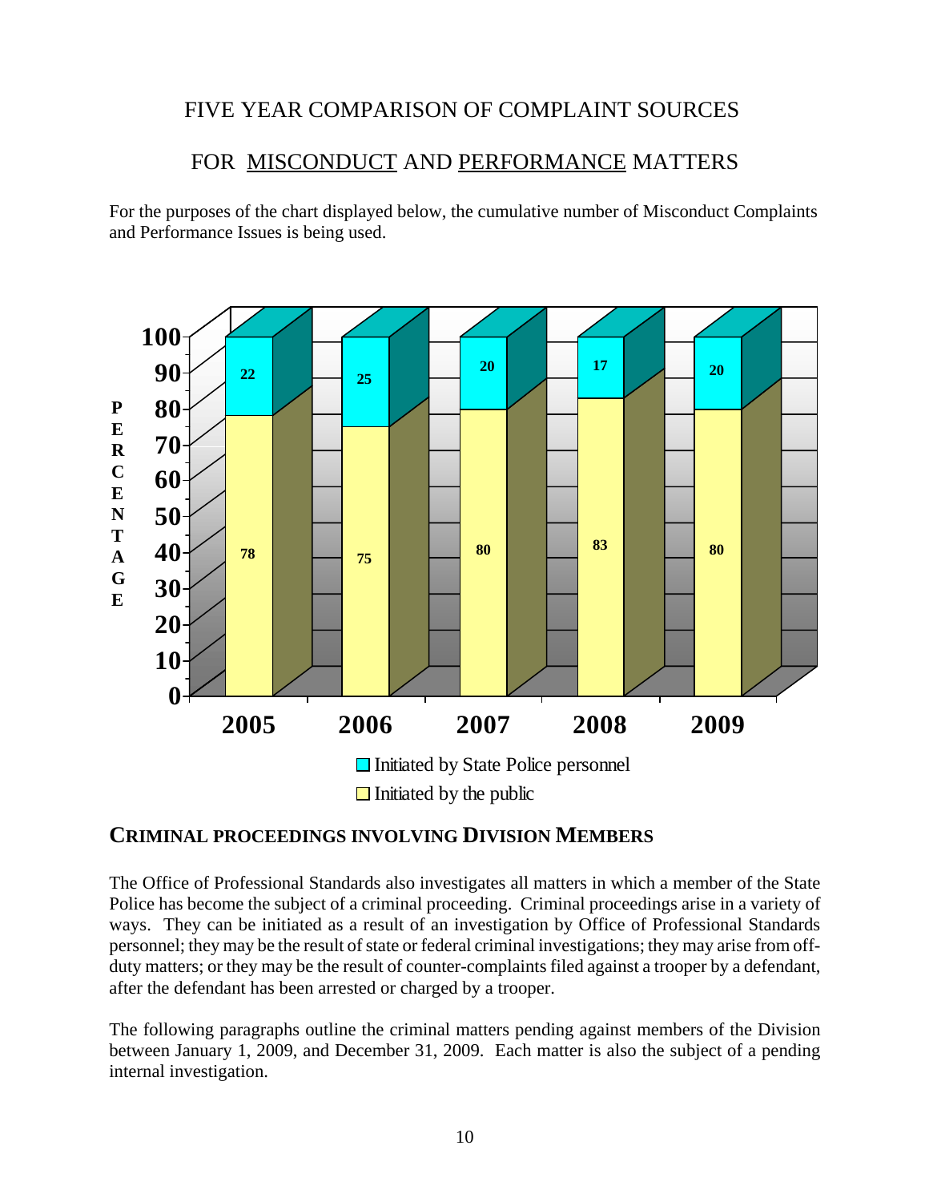# FIVE YEAR COMPARISON OF COMPLAINT SOURCES

# FOR MISCONDUCT AND PERFORMANCE MATTERS

For the purposes of the chart displayed below, the cumulative number of Misconduct Complaints and Performance Issues is being used.

| Year | Initiated by the public | Initiated by State Police personnel |
|---|---|---|
| 2005 | 78 | 22 |
| 2006 | 75 | 25 |
| 2007 | 80 | 20 |
| 2008 | 83 | 17 |
| 2009 | 80 | 20 |

## CRIMINAL PROCEEDINGS INVOLVING DIVISION MEMBERS

The Office of Professional Standards also investigates all matters in which a member of the State Police has become the subject of a criminal proceeding. Criminal proceedings arise in a variety of ways. They can be initiated as a result of an investigation by Office of Professional Standards personnel; they may be the result of state or federal criminal investigations; they may arise from off-duty matters; or they may be the result of counter-complaints filed against a trooper by a defendant, after the defendant has been arrested or charged by a trooper.

The following paragraphs outline the criminal matters pending against members of the Division between January 1, 2009, and December 31, 2009. Each matter is also the subject of a pending internal investigation.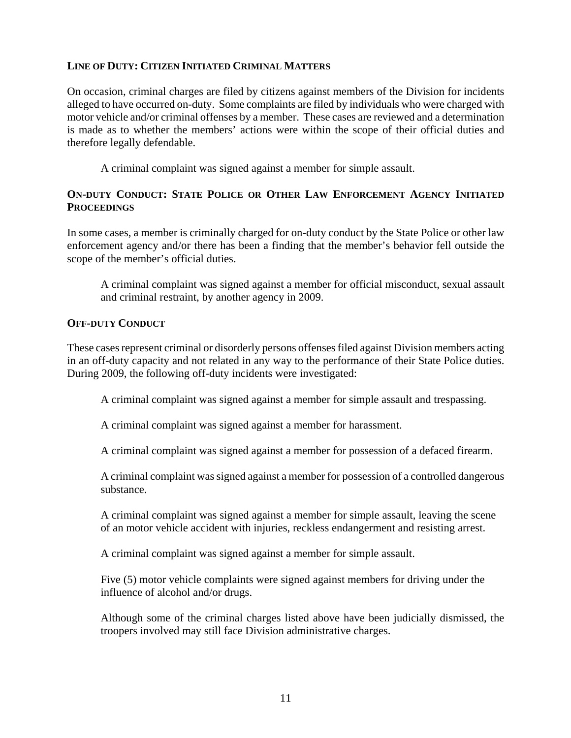### LINE OF DUTY: CITIZEN INITIATED CRIMINAL MATTERS

On occasion, criminal charges are filed by citizens against members of the Division for incidents alleged to have occurred on-duty. Some complaints are filed by individuals who were charged with motor vehicle and/or criminal offenses by a member. These cases are reviewed and a determination is made as to whether the members' actions were within the scope of their official duties and therefore legally defendable.

A criminal complaint was signed against a member for simple assault.

### ON-DUTY CONDUCT: STATE POLICE OR OTHER LAW ENFORCEMENT AGENCY INITIATED PROCEEDINGS

In some cases, a member is criminally charged for on-duty conduct by the State Police or other law enforcement agency and/or there has been a finding that the member's behavior fell outside the scope of the member's official duties.

A criminal complaint was signed against a member for official misconduct, sexual assault and criminal restraint, by another agency in 2009.

### OFF-DUTY CONDUCT

These cases represent criminal or disorderly persons offenses filed against Division members acting in an off-duty capacity and not related in any way to the performance of their State Police duties. During 2009, the following off-duty incidents were investigated:

A criminal complaint was signed against a member for simple assault and trespassing.

A criminal complaint was signed against a member for harassment.

A criminal complaint was signed against a member for possession of a defaced firearm.

A criminal complaint was signed against a member for possession of a controlled dangerous substance.

A criminal complaint was signed against a member for simple assault, leaving the scene of an motor vehicle accident with injuries, reckless endangerment and resisting arrest.

A criminal complaint was signed against a member for simple assault.

Five (5) motor vehicle complaints were signed against members for driving under the influence of alcohol and/or drugs.

Although some of the criminal charges listed above have been judicially dismissed, the troopers involved may still face Division administrative charges.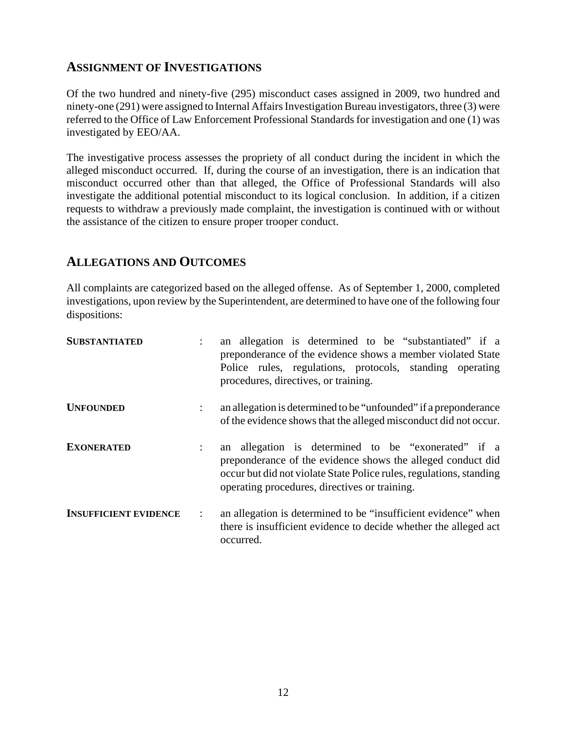## Assignment of Investigations

Of the two hundred and ninety-five (295) misconduct cases assigned in 2009, two hundred and ninety-one (291) were assigned to Internal Affairs Investigation Bureau investigators, three (3) were referred to the Office of Law Enforcement Professional Standards for investigation and one (1) was investigated by EEO/AA.

The investigative process assesses the propriety of all conduct during the incident in which the alleged misconduct occurred. If, during the course of an investigation, there is an indication that misconduct occurred other than that alleged, the Office of Professional Standards will also investigate the additional potential misconduct to its logical conclusion. In addition, if a citizen requests to withdraw a previously made complaint, the investigation is continued with or without the assistance of the citizen to ensure proper trooper conduct.

## Allegations and Outcomes

All complaints are categorized based on the alleged offense. As of September 1, 2000, completed investigations, upon review by the Superintendent, are determined to have one of the following four dispositions:

**Substantiated** : an allegation is determined to be "substantiated" if a preponderance of the evidence shows a member violated State Police rules, regulations, protocols, standing operating procedures, directives, or training.

**Unfounded** : an allegation is determined to be "unfounded" if a preponderance of the evidence shows that the alleged misconduct did not occur.

**Exonerated** : an allegation is determined to be "exonerated" if a preponderance of the evidence shows the alleged conduct did occur but did not violate State Police rules, regulations, standing operating procedures, directives or training.

**Insufficient Evidence** : an allegation is determined to be "insufficient evidence" when there is insufficient evidence to decide whether the alleged act occurred.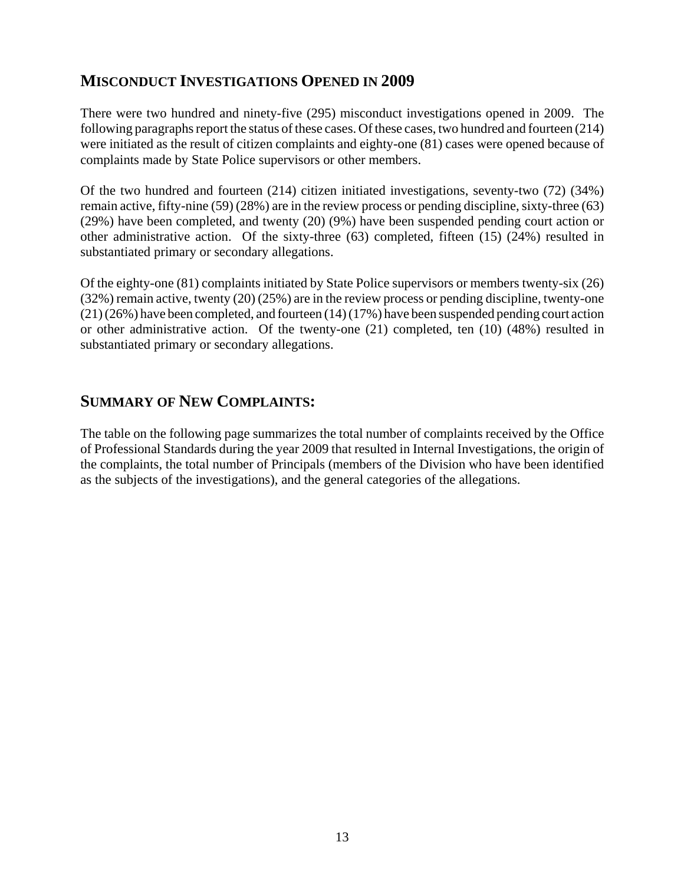## MISCONDUCT INVESTIGATIONS OPENED IN 2009

There were two hundred and ninety-five (295) misconduct investigations opened in 2009. The following paragraphs report the status of these cases. Of these cases, two hundred and fourteen (214) were initiated as the result of citizen complaints and eighty-one (81) cases were opened because of complaints made by State Police supervisors or other members.

Of the two hundred and fourteen (214) citizen initiated investigations, seventy-two (72) (34%) remain active, fifty-nine (59) (28%) are in the review process or pending discipline, sixty-three (63) (29%) have been completed, and twenty (20) (9%) have been suspended pending court action or other administrative action. Of the sixty-three (63) completed, fifteen (15) (24%) resulted in substantiated primary or secondary allegations.

Of the eighty-one (81) complaints initiated by State Police supervisors or members twenty-six (26) (32%) remain active, twenty (20) (25%) are in the review process or pending discipline, twenty-one (21) (26%) have been completed, and fourteen (14) (17%) have been suspended pending court action or other administrative action. Of the twenty-one (21) completed, ten (10) (48%) resulted in substantiated primary or secondary allegations.

## SUMMARY OF NEW COMPLAINTS:

The table on the following page summarizes the total number of complaints received by the Office of Professional Standards during the year 2009 that resulted in Internal Investigations, the origin of the complaints, the total number of Principals (members of the Division who have been identified as the subjects of the investigations), and the general categories of the allegations.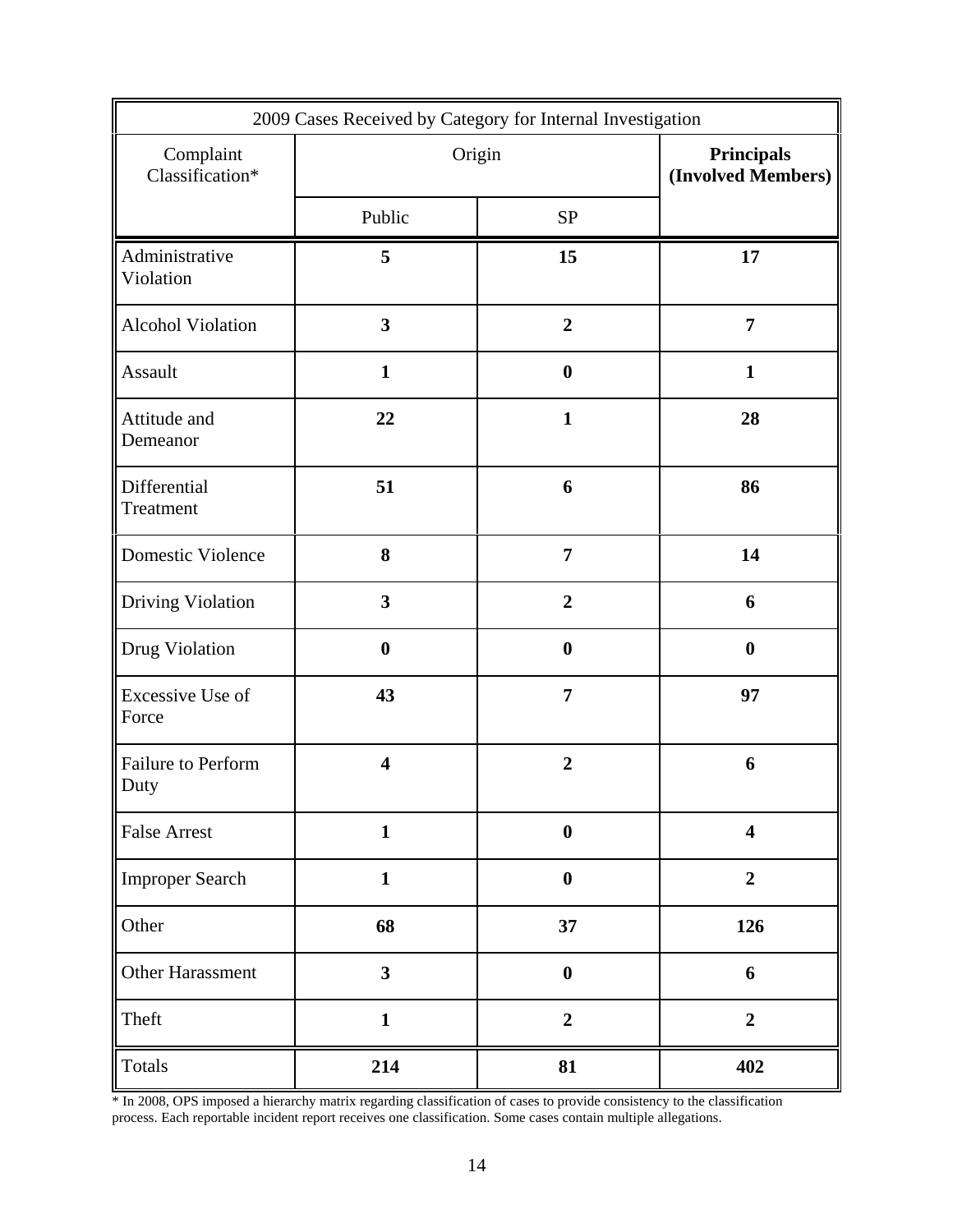| 2009 Cases Received by Category for Internal Investigation | | | |
|---|---|---|---|
| Complaint Classification* | Origin | | **Principals (Involved Members)** |
| | Public | SP | |
| Administrative Violation | **5** | **15** | **17** |
| Alcohol Violation | **3** | **2** | **7** |
| Assault | **1** | **0** | **1** |
| Attitude and Demeanor | **22** | **1** | **28** |
| Differential Treatment | **51** | **6** | **86** |
| Domestic Violence | **8** | **7** | **14** |
| Driving Violation | **3** | **2** | **6** |
| Drug Violation | **0** | **0** | **0** |
| Excessive Use of Force | **43** | **7** | **97** |
| Failure to Perform Duty | **4** | **2** | **6** |
| False Arrest | **1** | **0** | **4** |
| Improper Search | **1** | **0** | **2** |
| Other | **68** | **37** | **126** |
| Other Harassment | **3** | **0** | **6** |
| Theft | **1** | **2** | **2** |
| Totals | **214** | **81** | **402** |

* In 2008, OPS imposed a hierarchy matrix regarding classification of cases to provide consistency to the classification process. Each reportable incident report receives one classification. Some cases contain multiple allegations.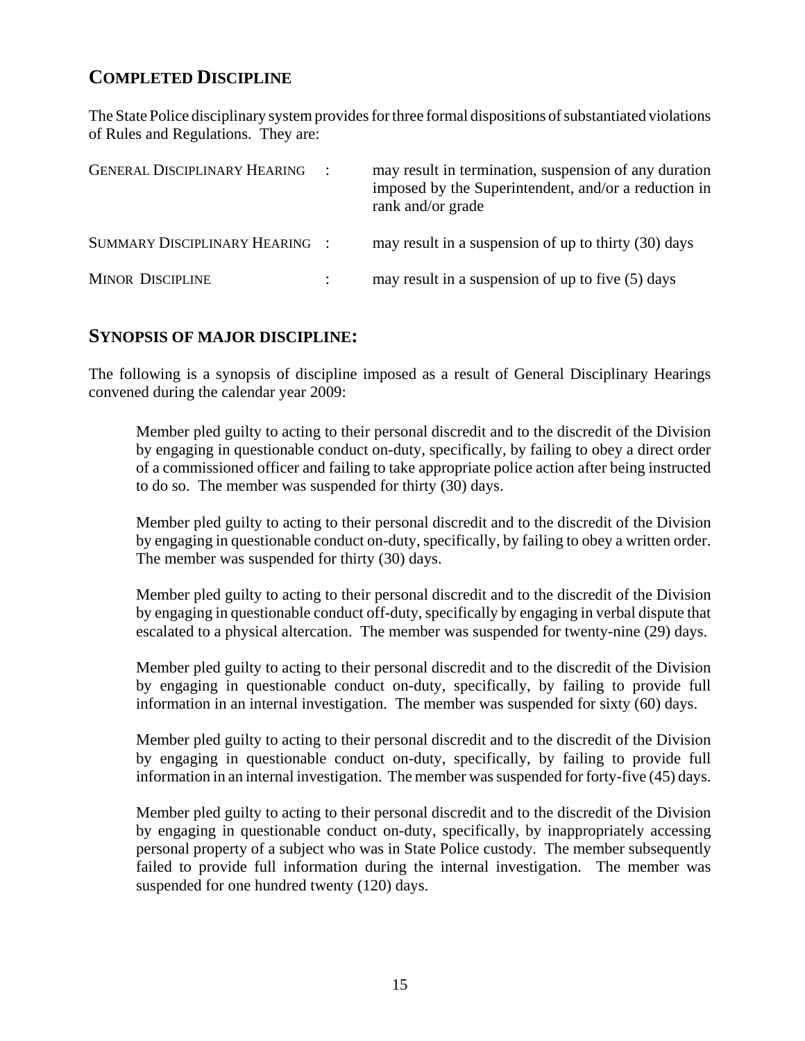## COMPLETED DISCIPLINE

The State Police disciplinary system provides for three formal dispositions of substantiated violations of Rules and Regulations. They are:

| | | |
|---|---|---|
| GENERAL DISCIPLINARY HEARING | : | may result in termination, suspension of any duration imposed by the Superintendent, and/or a reduction in rank and/or grade |
| SUMMARY DISCIPLINARY HEARING | : | may result in a suspension of up to thirty (30) days |
| MINOR DISCIPLINE | : | may result in a suspension of up to five (5) days |

## SYNOPSIS OF MAJOR DISCIPLINE:

The following is a synopsis of discipline imposed as a result of General Disciplinary Hearings convened during the calendar year 2009:

Member pled guilty to acting to their personal discredit and to the discredit of the Division by engaging in questionable conduct on-duty, specifically, by failing to obey a direct order of a commissioned officer and failing to take appropriate police action after being instructed to do so. The member was suspended for thirty (30) days.

Member pled guilty to acting to their personal discredit and to the discredit of the Division by engaging in questionable conduct on-duty, specifically, by failing to obey a written order. The member was suspended for thirty (30) days.

Member pled guilty to acting to their personal discredit and to the discredit of the Division by engaging in questionable conduct off-duty, specifically by engaging in verbal dispute that escalated to a physical altercation. The member was suspended for twenty-nine (29) days.

Member pled guilty to acting to their personal discredit and to the discredit of the Division by engaging in questionable conduct on-duty, specifically, by failing to provide full information in an internal investigation. The member was suspended for sixty (60) days.

Member pled guilty to acting to their personal discredit and to the discredit of the Division by engaging in questionable conduct on-duty, specifically, by failing to provide full information in an internal investigation. The member was suspended for forty-five (45) days.

Member pled guilty to acting to their personal discredit and to the discredit of the Division by engaging in questionable conduct on-duty, specifically, by inappropriately accessing personal property of a subject who was in State Police custody. The member subsequently failed to provide full information during the internal investigation. The member was suspended for one hundred twenty (120) days.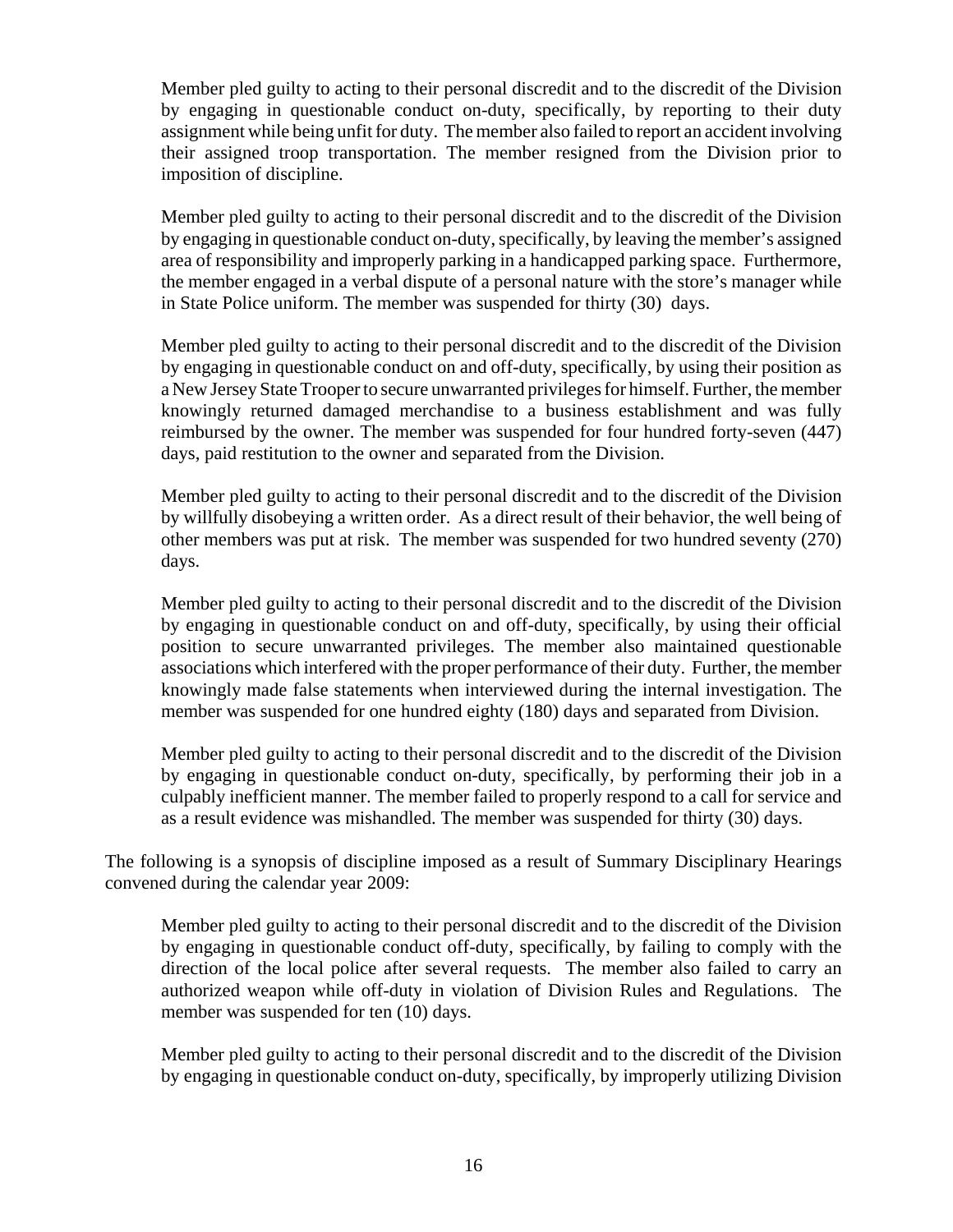Member pled guilty to acting to their personal discredit and to the discredit of the Division by engaging in questionable conduct on-duty, specifically, by reporting to their duty assignment while being unfit for duty. The member also failed to report an accident involving their assigned troop transportation. The member resigned from the Division prior to imposition of discipline.

Member pled guilty to acting to their personal discredit and to the discredit of the Division by engaging in questionable conduct on-duty, specifically, by leaving the member's assigned area of responsibility and improperly parking in a handicapped parking space. Furthermore, the member engaged in a verbal dispute of a personal nature with the store's manager while in State Police uniform. The member was suspended for thirty (30) days.

Member pled guilty to acting to their personal discredit and to the discredit of the Division by engaging in questionable conduct on and off-duty, specifically, by using their position as a New Jersey State Trooper to secure unwarranted privileges for himself. Further, the member knowingly returned damaged merchandise to a business establishment and was fully reimbursed by the owner. The member was suspended for four hundred forty-seven (447) days, paid restitution to the owner and separated from the Division.

Member pled guilty to acting to their personal discredit and to the discredit of the Division by willfully disobeying a written order. As a direct result of their behavior, the well being of other members was put at risk. The member was suspended for two hundred seventy (270) days.

Member pled guilty to acting to their personal discredit and to the discredit of the Division by engaging in questionable conduct on and off-duty, specifically, by using their official position to secure unwarranted privileges. The member also maintained questionable associations which interfered with the proper performance of their duty. Further, the member knowingly made false statements when interviewed during the internal investigation. The member was suspended for one hundred eighty (180) days and separated from Division.

Member pled guilty to acting to their personal discredit and to the discredit of the Division by engaging in questionable conduct on-duty, specifically, by performing their job in a culpably inefficient manner. The member failed to properly respond to a call for service and as a result evidence was mishandled. The member was suspended for thirty (30) days.

The following is a synopsis of discipline imposed as a result of Summary Disciplinary Hearings convened during the calendar year 2009:

Member pled guilty to acting to their personal discredit and to the discredit of the Division by engaging in questionable conduct off-duty, specifically, by failing to comply with the direction of the local police after several requests. The member also failed to carry an authorized weapon while off-duty in violation of Division Rules and Regulations. The member was suspended for ten (10) days.

Member pled guilty to acting to their personal discredit and to the discredit of the Division by engaging in questionable conduct on-duty, specifically, by improperly utilizing Division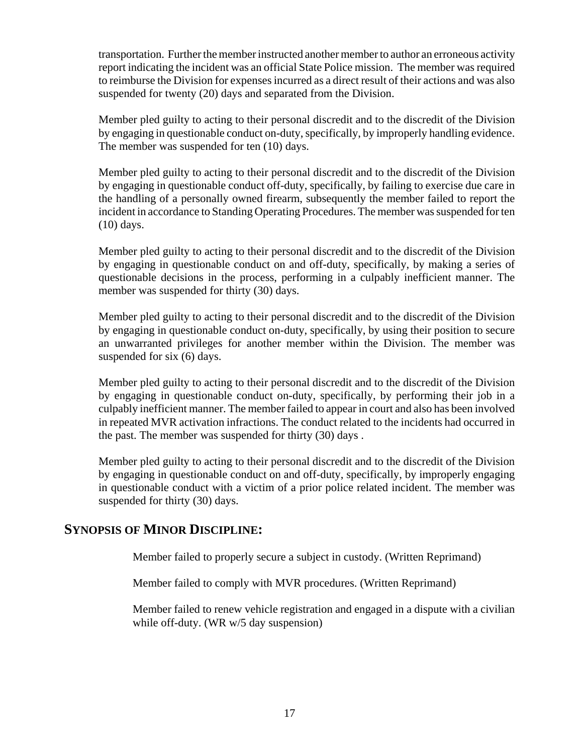transportation. Further the member instructed another member to author an erroneous activity report indicating the incident was an official State Police mission. The member was required to reimburse the Division for expenses incurred as a direct result of their actions and was also suspended for twenty (20) days and separated from the Division.

Member pled guilty to acting to their personal discredit and to the discredit of the Division by engaging in questionable conduct on-duty, specifically, by improperly handling evidence. The member was suspended for ten (10) days.

Member pled guilty to acting to their personal discredit and to the discredit of the Division by engaging in questionable conduct off-duty, specifically, by failing to exercise due care in the handling of a personally owned firearm, subsequently the member failed to report the incident in accordance to Standing Operating Procedures. The member was suspended for ten (10) days.

Member pled guilty to acting to their personal discredit and to the discredit of the Division by engaging in questionable conduct on and off-duty, specifically, by making a series of questionable decisions in the process, performing in a culpably inefficient manner. The member was suspended for thirty (30) days.

Member pled guilty to acting to their personal discredit and to the discredit of the Division by engaging in questionable conduct on-duty, specifically, by using their position to secure an unwarranted privileges for another member within the Division. The member was suspended for six (6) days.

Member pled guilty to acting to their personal discredit and to the discredit of the Division by engaging in questionable conduct on-duty, specifically, by performing their job in a culpably inefficient manner. The member failed to appear in court and also has been involved in repeated MVR activation infractions. The conduct related to the incidents had occurred in the past. The member was suspended for thirty (30) days .

Member pled guilty to acting to their personal discredit and to the discredit of the Division by engaging in questionable conduct on and off-duty, specifically, by improperly engaging in questionable conduct with a victim of a prior police related incident. The member was suspended for thirty (30) days.

## SYNOPSIS OF MINOR DISCIPLINE:

Member failed to properly secure a subject in custody. (Written Reprimand)

Member failed to comply with MVR procedures. (Written Reprimand)

Member failed to renew vehicle registration and engaged in a dispute with a civilian while off-duty. (WR w/5 day suspension)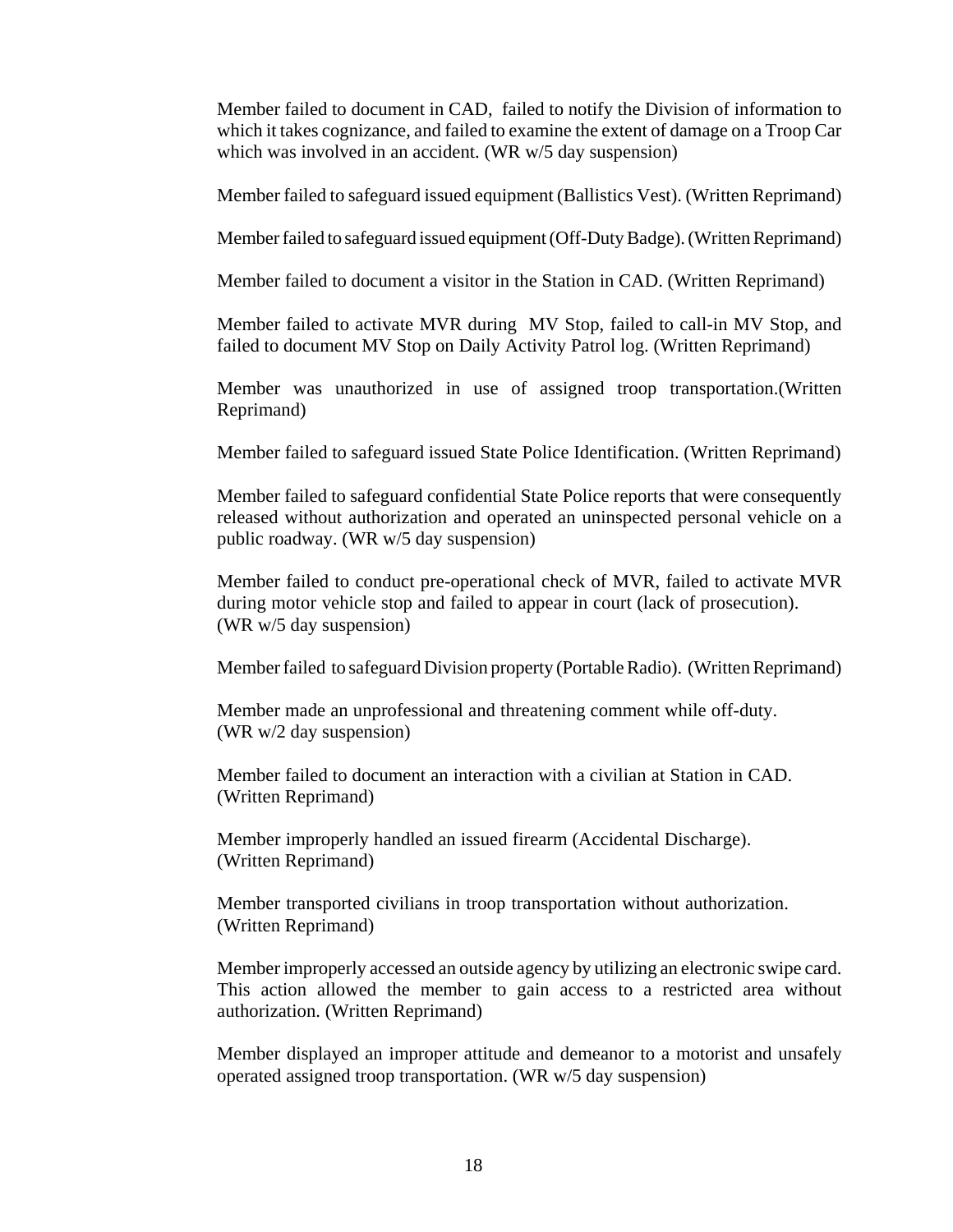Member failed to document in CAD, failed to notify the Division of information to which it takes cognizance, and failed to examine the extent of damage on a Troop Car which was involved in an accident. (WR w/5 day suspension)

Member failed to safeguard issued equipment (Ballistics Vest). (Written Reprimand)

Member failed to safeguard issued equipment (Off-Duty Badge). (Written Reprimand)

Member failed to document a visitor in the Station in CAD. (Written Reprimand)

Member failed to activate MVR during MV Stop, failed to call-in MV Stop, and failed to document MV Stop on Daily Activity Patrol log. (Written Reprimand)

Member was unauthorized in use of assigned troop transportation.(Written Reprimand)

Member failed to safeguard issued State Police Identification. (Written Reprimand)

Member failed to safeguard confidential State Police reports that were consequently released without authorization and operated an uninspected personal vehicle on a public roadway. (WR w/5 day suspension)

Member failed to conduct pre-operational check of MVR, failed to activate MVR during motor vehicle stop and failed to appear in court (lack of prosecution). (WR w/5 day suspension)

Member failed to safeguard Division property (Portable Radio). (Written Reprimand)

Member made an unprofessional and threatening comment while off-duty. (WR w/2 day suspension)

Member failed to document an interaction with a civilian at Station in CAD. (Written Reprimand)

Member improperly handled an issued firearm (Accidental Discharge). (Written Reprimand)

Member transported civilians in troop transportation without authorization. (Written Reprimand)

Member improperly accessed an outside agency by utilizing an electronic swipe card. This action allowed the member to gain access to a restricted area without authorization. (Written Reprimand)

Member displayed an improper attitude and demeanor to a motorist and unsafely operated assigned troop transportation. (WR w/5 day suspension)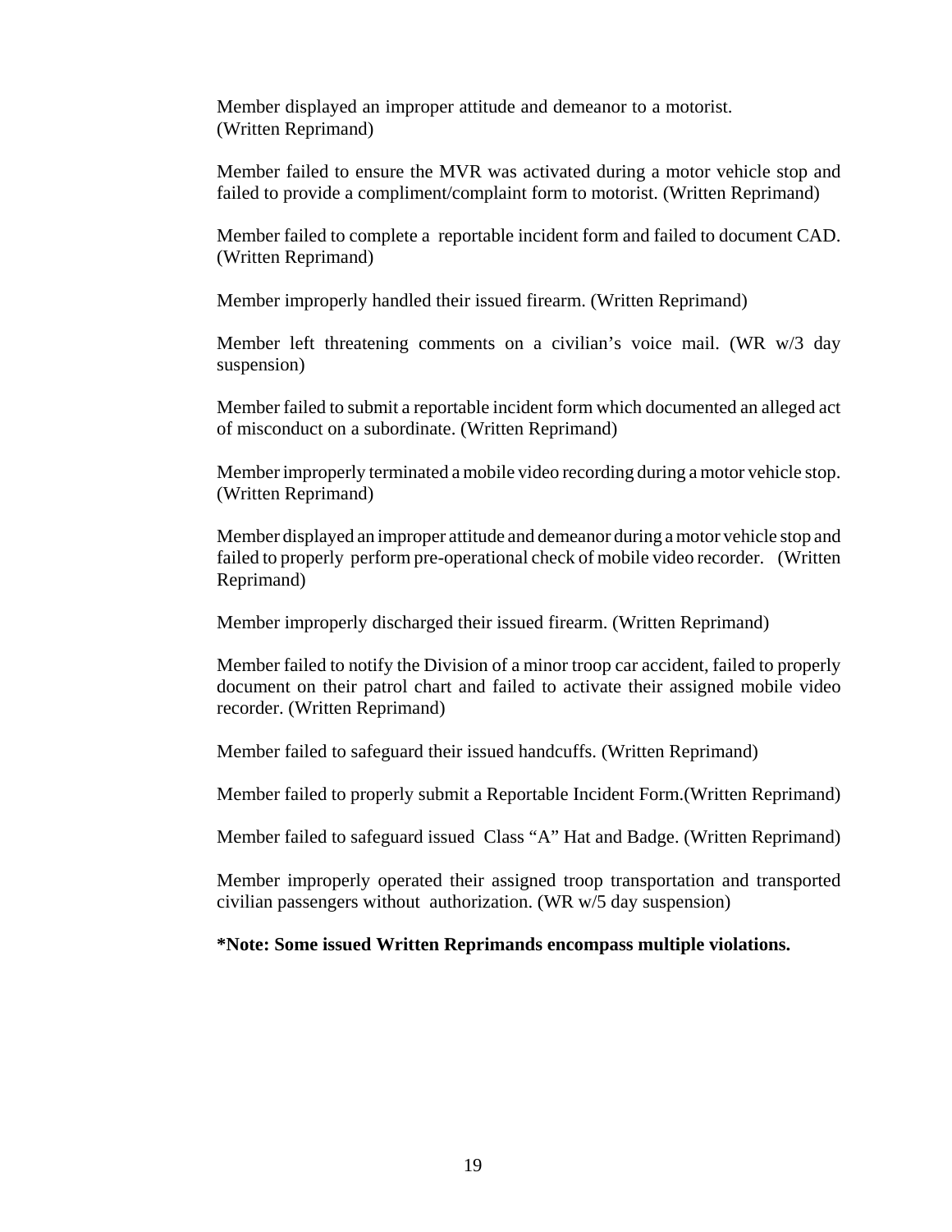Member displayed an improper attitude and demeanor to a motorist. (Written Reprimand)

Member failed to ensure the MVR was activated during a motor vehicle stop and failed to provide a compliment/complaint form to motorist. (Written Reprimand)

Member failed to complete a reportable incident form and failed to document CAD. (Written Reprimand)

Member improperly handled their issued firearm. (Written Reprimand)

Member left threatening comments on a civilian's voice mail. (WR w/3 day suspension)

Member failed to submit a reportable incident form which documented an alleged act of misconduct on a subordinate. (Written Reprimand)

Member improperly terminated a mobile video recording during a motor vehicle stop. (Written Reprimand)

Member displayed an improper attitude and demeanor during a motor vehicle stop and failed to properly perform pre-operational check of mobile video recorder. (Written Reprimand)

Member improperly discharged their issued firearm. (Written Reprimand)

Member failed to notify the Division of a minor troop car accident, failed to properly document on their patrol chart and failed to activate their assigned mobile video recorder. (Written Reprimand)

Member failed to safeguard their issued handcuffs. (Written Reprimand)

Member failed to properly submit a Reportable Incident Form.(Written Reprimand)

Member failed to safeguard issued Class "A" Hat and Badge. (Written Reprimand)

Member improperly operated their assigned troop transportation and transported civilian passengers without authorization. (WR w/5 day suspension)

**\*Note: Some issued Written Reprimands encompass multiple violations.**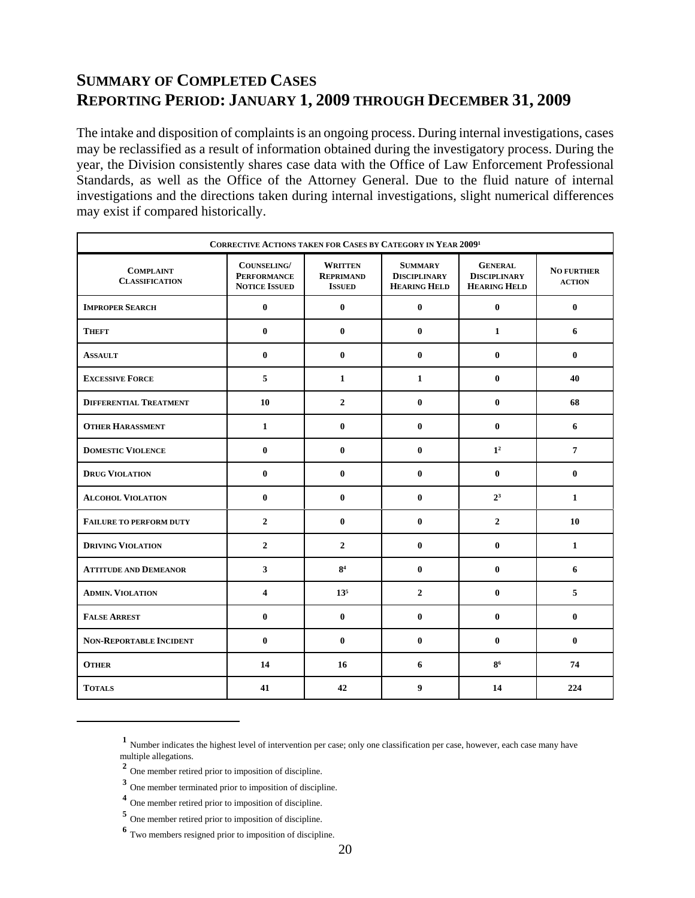# SUMMARY OF COMPLETED CASES
# REPORTING PERIOD: JANUARY 1, 2009 THROUGH DECEMBER 31, 2009

The intake and disposition of complaints is an ongoing process. During internal investigations, cases may be reclassified as a result of information obtained during the investigatory process. During the year, the Division consistently shares case data with the Office of Law Enforcement Professional Standards, as well as the Office of the Attorney General. Due to the fluid nature of internal investigations and the directions taken during internal investigations, slight numerical differences may exist if compared historically.

| CORRECTIVE ACTIONS TAKEN FOR CASES BY CATEGORY IN YEAR 2009[1] | | | | | |
|---|---|---|---|---|---|
| COMPLAINT CLASSIFICATION | COUNSELING/ PERFORMANCE NOTICE ISSUED | WRITTEN REPRIMAND ISSUED | SUMMARY DISCIPLINARY HEARING HELD | GENERAL DISCIPLINARY HEARING HELD | NO FURTHER ACTION |
| **IMPROPER SEARCH** | **0** | **0** | **0** | **0** | **0** |
| **THEFT** | **0** | **0** | **0** | **1** | **6** |
| **ASSAULT** | **0** | **0** | **0** | **0** | **0** |
| **EXCESSIVE FORCE** | **5** | **1** | **1** | **0** | **40** |
| **DIFFERENTIAL TREATMENT** | **10** | **2** | **0** | **0** | **68** |
| **OTHER HARASSMENT** | **1** | **0** | **0** | **0** | **6** |
| **DOMESTIC VIOLENCE** | **0** | **0** | **0** | **1**[2] | **7** |
| **DRUG VIOLATION** | **0** | **0** | **0** | **0** | **0** |
| **ALCOHOL VIOLATION** | **0** | **0** | **0** | **2**[3] | **1** |
| **FAILURE TO PERFORM DUTY** | **2** | **0** | **0** | **2** | **10** |
| **DRIVING VIOLATION** | **2** | **2** | **0** | **0** | **1** |
| **ATTITUDE AND DEMEANOR** | **3** | **8**[4] | **0** | **0** | **6** |
| **ADMIN. VIOLATION** | **4** | **13**[5] | **2** | **0** | **5** |
| **FALSE ARREST** | **0** | **0** | **0** | **0** | **0** |
| **NON-REPORTABLE INCIDENT** | **0** | **0** | **0** | **0** | **0** |
| **OTHER** | **14** | **16** | **6** | **8**[6] | **74** |
| **TOTALS** | **41** | **42** | **9** | **14** | **224** |

---

[1] Number indicates the highest level of intervention per case; only one classification per case, however, each case many have multiple allegations.

[2] One member retired prior to imposition of discipline.

[3] One member terminated prior to imposition of discipline.

[4] One member retired prior to imposition of discipline.

[5] One member retired prior to imposition of discipline.

[6] Two members resigned prior to imposition of discipline.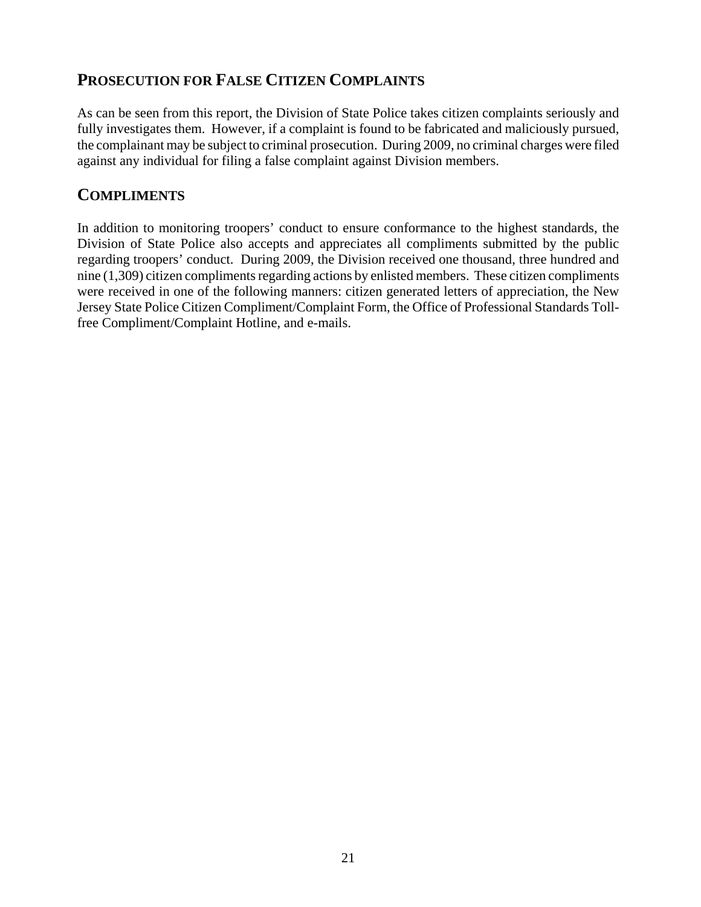## PROSECUTION FOR FALSE CITIZEN COMPLAINTS

As can be seen from this report, the Division of State Police takes citizen complaints seriously and fully investigates them. However, if a complaint is found to be fabricated and maliciously pursued, the complainant may be subject to criminal prosecution. During 2009, no criminal charges were filed against any individual for filing a false complaint against Division members.

## COMPLIMENTS

In addition to monitoring troopers' conduct to ensure conformance to the highest standards, the Division of State Police also accepts and appreciates all compliments submitted by the public regarding troopers' conduct. During 2009, the Division received one thousand, three hundred and nine (1,309) citizen compliments regarding actions by enlisted members. These citizen compliments were received in one of the following manners: citizen generated letters of appreciation, the New Jersey State Police Citizen Compliment/Complaint Form, the Office of Professional Standards Toll-free Compliment/Complaint Hotline, and e-mails.